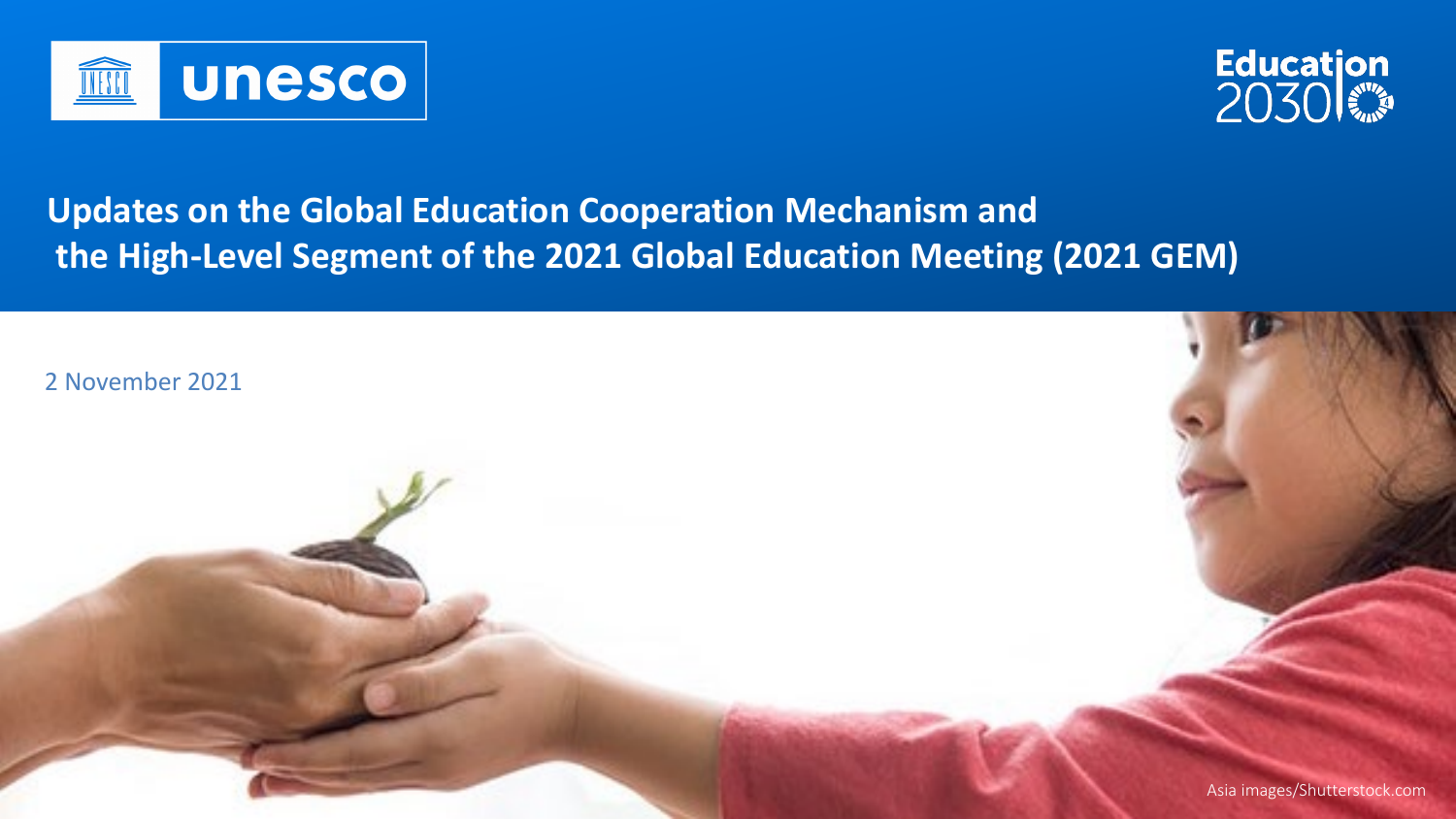unesco

Education 2030

# Updates on the Global Education Cooperation Mechanism and the High-Level Segment of the 2021 Global Education Meeting (2021 GEM)

2 November 2021

Asia images/Shutterstock.com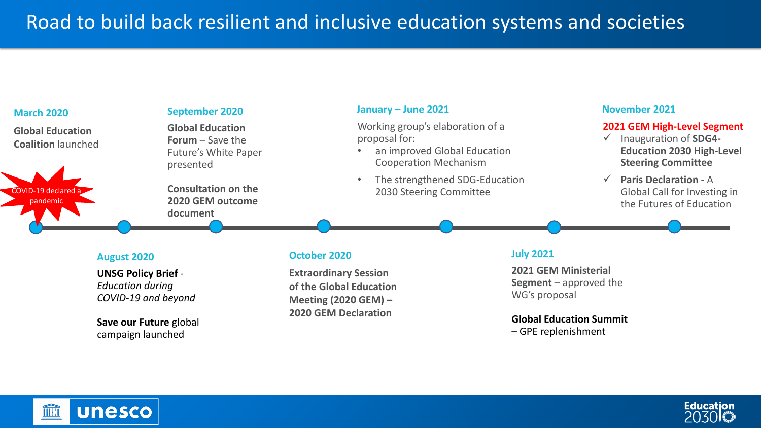# Road to build back resilient and inclusive education systems and societies

**March 2020**

**Global Education Coalition** launched

COVID-19 declared a pandemic

**August 2020**

**UNSG Policy Brief** - *Education during COVID-19 and beyond*

**Save our Future** global campaign launched

**September 2020**

**Global Education Forum** – Save the Future's White Paper presented

**Consultation on the 2020 GEM outcome document**

**October 2020**

**Extraordinary Session of the Global Education Meeting (2020 GEM) – 2020 GEM Declaration**

**January – June 2021**

Working group's elaboration of a proposal for:

- an improved Global Education Cooperation Mechanism
- The strengthened SDG-Education 2030 Steering Committee

**July 2021**

**2021 GEM Ministerial Segment** – approved the WG's proposal

**Global Education Summit** – GPE replenishment

**November 2021**

**2021 GEM High-Level Segment**

- ✓ Inauguration of **SDG4-Education 2030 High-Level Steering Committee**
- ✓ **Paris Declaration** - A Global Call for Investing in the Futures of Education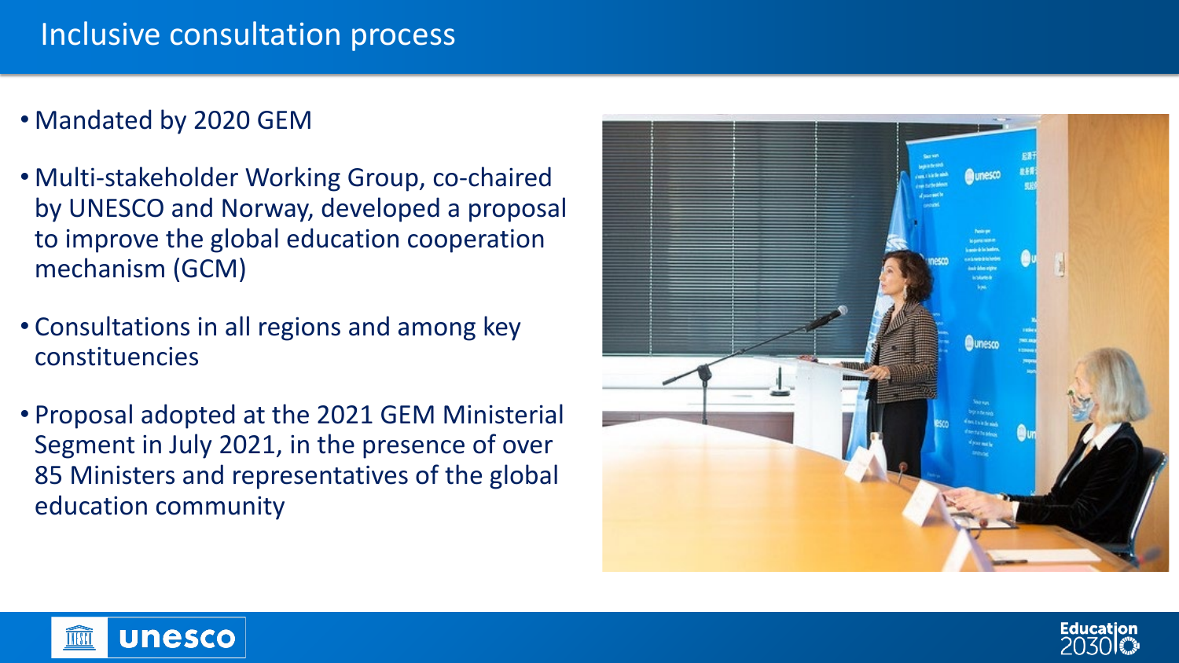# Inclusive consultation process

- Mandated by 2020 GEM
- Multi-stakeholder Working Group, co-chaired by UNESCO and Norway, developed a proposal to improve the global education cooperation mechanism (GCM)
- Consultations in all regions and among key constituencies
- Proposal adopted at the 2021 GEM Ministerial Segment in July 2021, in the presence of over 85 Ministers and representatives of the global education community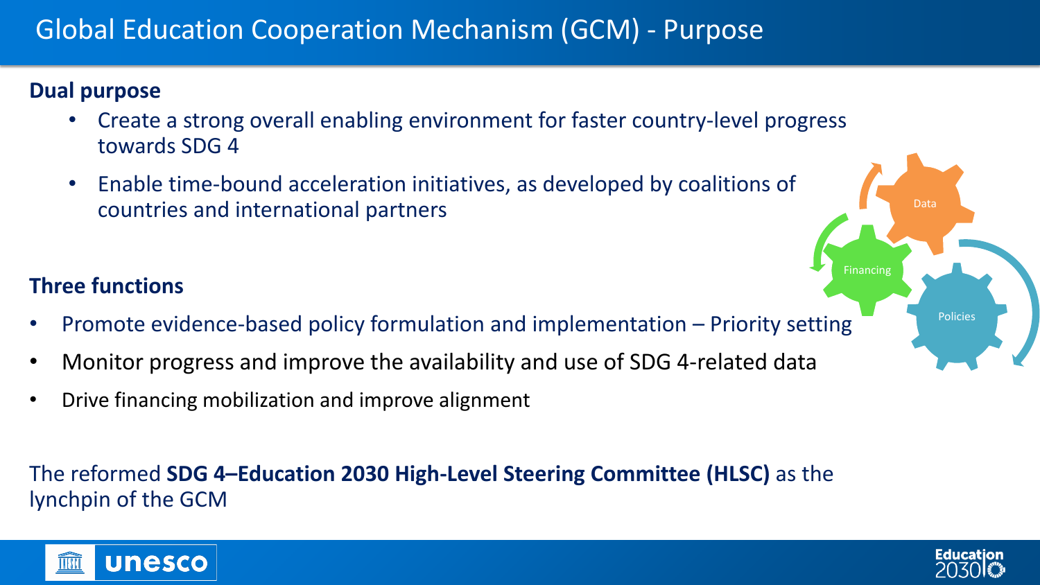# Global Education Cooperation Mechanism (GCM) - Purpose

**Dual purpose**

- Create a strong overall enabling environment for faster country-level progress towards SDG 4
- Enable time-bound acceleration initiatives, as developed by coalitions of countries and international partners

**Three functions**

- Promote evidence-based policy formulation and implementation – Priority setting
- Monitor progress and improve the availability and use of SDG 4-related data
- Drive financing mobilization and improve alignment

Data

Financing

Policies

The reformed **SDG 4–Education 2030 High-Level Steering Committee (HLSC)** as the lynchpin of the GCM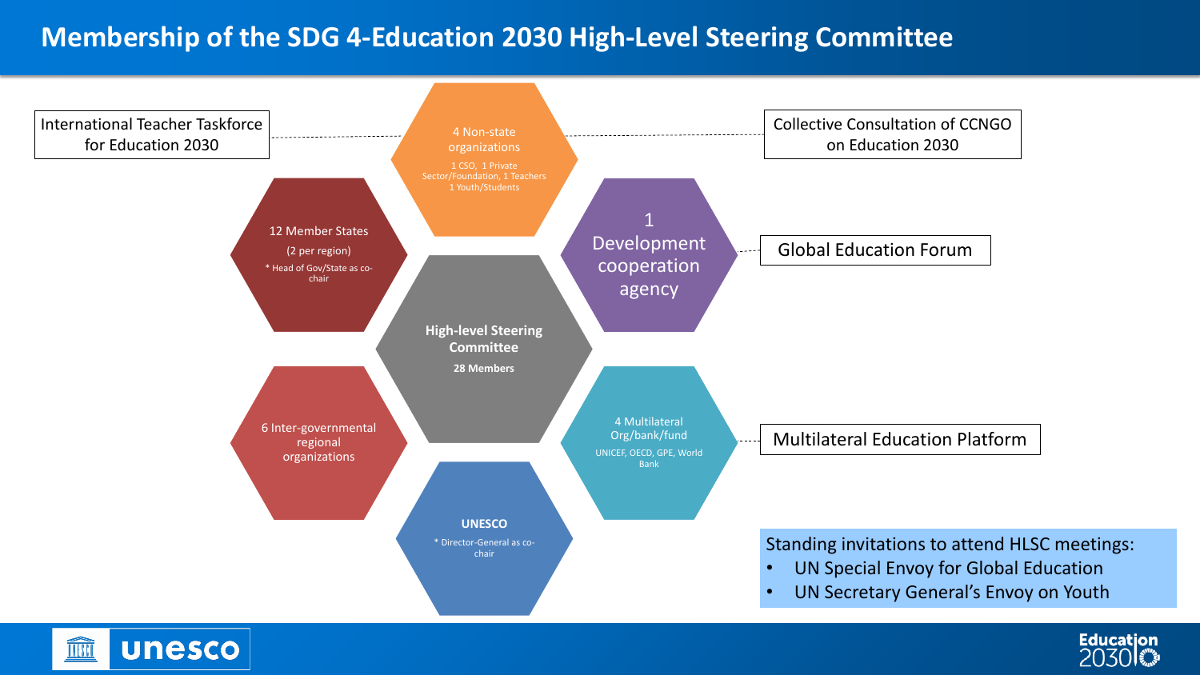# Membership of the SDG 4-Education 2030 High-Level Steering Committee

**High-level Steering Committee**

**28 Members**

- 12 Member States
  (2 per region)
  * Head of Gov/State as co-chair
- 4 Non-state organizations
  1 CSO, 1 Private Sector/Foundation, 1 Teachers
  1 Youth/Students
- 1 Development cooperation agency
- 4 Multilateral Org/bank/fund
  UNICEF, OECD, GPE, World Bank
- **UNESCO**
  * Director-General as co-chair
- 6 Inter-governmental regional organizations

International Teacher Taskforce for Education 2030

Collective Consultation of CCNGO on Education 2030

Global Education Forum

Multilateral Education Platform

Standing invitations to attend HLSC meetings:

- UN Special Envoy for Global Education
- UN Secretary General's Envoy on Youth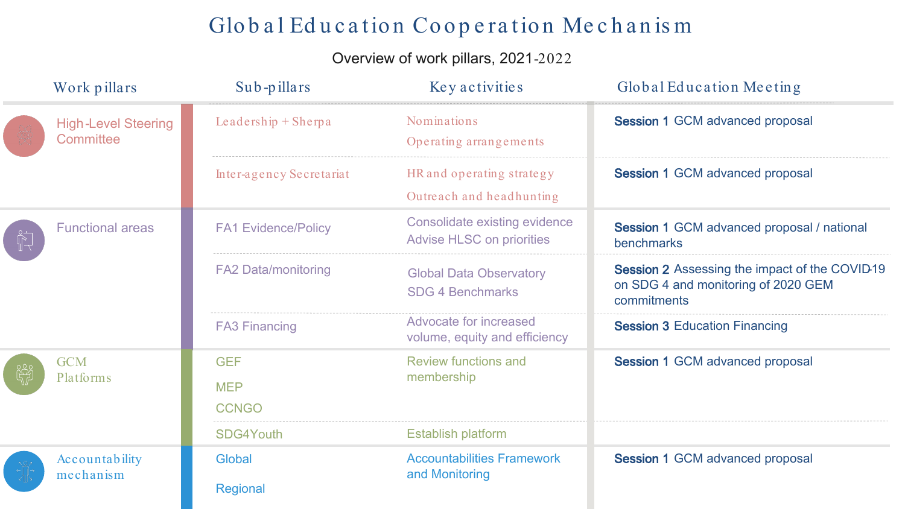# Global Education Cooperation Mechanism

Overview of work pillars, 2021-2022

| Work pillars | Sub-pillars | Key activities | Global Education Meeting |
|---|---|---|---|
| High-Level Steering Committee | Leadership + Sherpa | Nominations<br>Operating arrangements | **Session 1** GCM advanced proposal |
| | Inter-agency Secretariat | HR and operating strategy<br>Outreach and headhunting | **Session 1** GCM advanced proposal |
| Functional areas | FA1 Evidence/Policy | Consolidate existing evidence<br>Advise HLSC on priorities | **Session 1** GCM advanced proposal / national benchmarks |
| | FA2 Data/monitoring | Global Data Observatory<br>SDG 4 Benchmarks | **Session 2** Assessing the impact of the COVID-19 on SDG 4 and monitoring of 2020 GEM commitments |
| | FA3 Financing | Advocate for increased volume, equity and efficiency | **Session 3** Education Financing |
| GCM Platforms | GEF<br>MEP<br>CCNGO | Review functions and membership | **Session 1** GCM advanced proposal |
| | SDG4Youth | Establish platform | |
| Accountability mechanism | Global<br>Regional | Accountabilities Framework and Monitoring | **Session 1** GCM advanced proposal |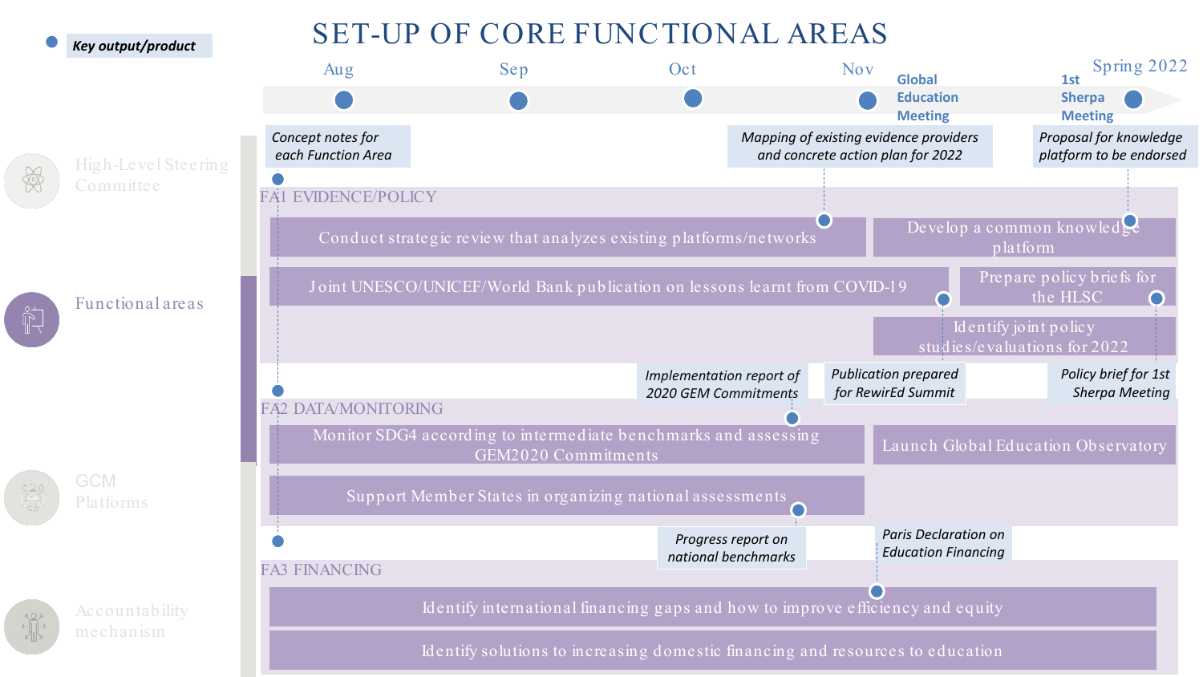# SET-UP OF CORE FUNCTIONAL AREAS

● *Key output/product*

**Timeline:** Aug — Sep — Oct — Nov (**Global Education Meeting**) — **1st Sherpa Meeting** (Spring 2022)

**Sidebar:**
- High-Level Steering Committee
- Functional areas
- GCM Platforms
- Accountability mechanism

## FA1 EVIDENCE/POLICY

Key output: *Concept notes for each Function Area*

- Conduct strategic review that analyzes existing platforms/networks
  - Key output: *Mapping of existing evidence providers and concrete action plan for 2022*
- Develop a common knowledge platform
  - Key output: *Proposal for knowledge platform to be endorsed*
- Joint UNESCO/UNICEF/World Bank publication on lessons learnt from COVID-19
  - Key output: *Publication prepared for RewirEd Summit*
- Prepare policy briefs for the HLSC
  - Key output: *Policy brief for 1st Sherpa Meeting*
- Identify joint policy studies/evaluations for 2022

## FA2 DATA/MONITORING

- Monitor SDG4 according to intermediate benchmarks and assessing GEM2020 Commitments
  - Key output: *Implementation report of 2020 GEM Commitments*
- Launch Global Education Observatory
- Support Member States in organizing national assessments
  - Key output: *Progress report on national benchmarks*

## FA3 FINANCING

- Identify international financing gaps and how to improve efficiency and equity
  - Key output: *Paris Declaration on Education Financing*
- Identify solutions to increasing domestic financing and resources to education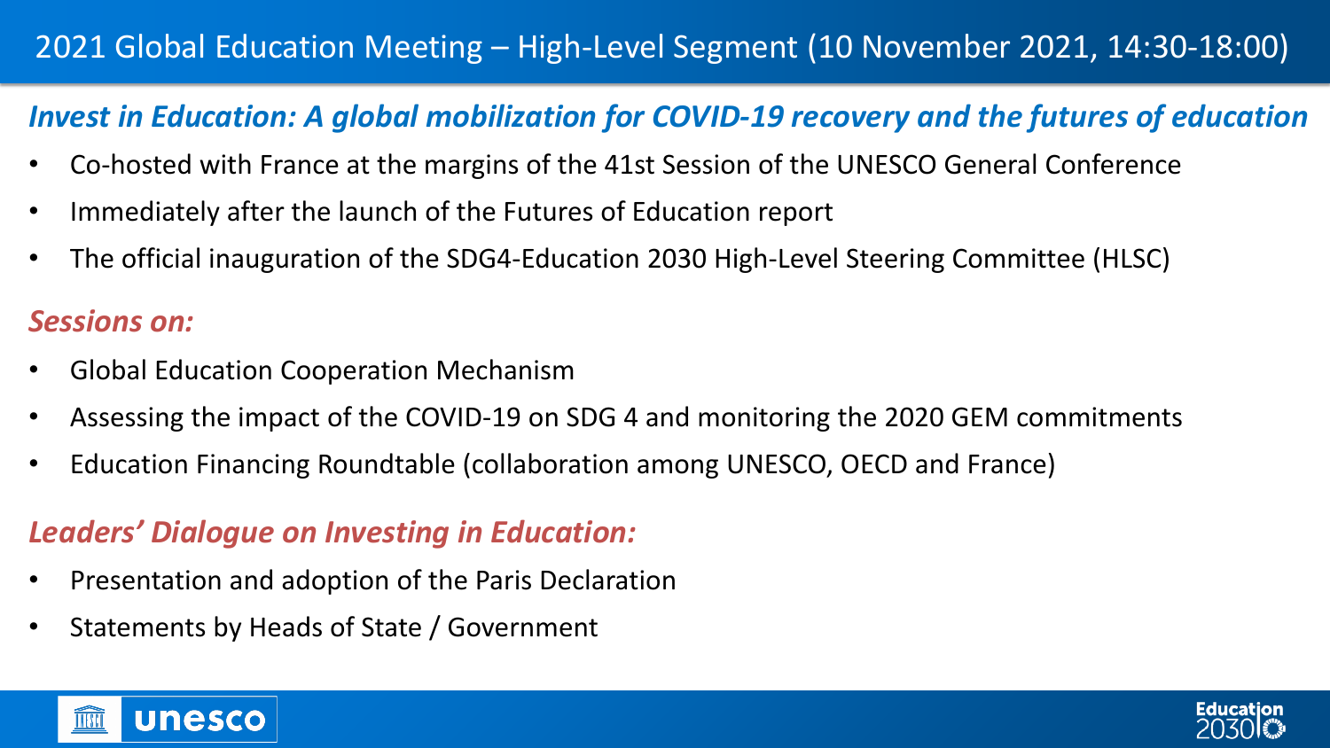# 2021 Global Education Meeting – High-Level Segment (10 November 2021, 14:30-18:00)

## *Invest in Education: A global mobilization for COVID-19 recovery and the futures of education*

- Co-hosted with France at the margins of the 41st Session of the UNESCO General Conference
- Immediately after the launch of the Futures of Education report
- The official inauguration of the SDG4-Education 2030 High-Level Steering Committee (HLSC)

### *Sessions on:*

- Global Education Cooperation Mechanism
- Assessing the impact of the COVID-19 on SDG 4 and monitoring the 2020 GEM commitments
- Education Financing Roundtable (collaboration among UNESCO, OECD and France)

### *Leaders' Dialogue on Investing in Education:*

- Presentation and adoption of the Paris Declaration
- Statements by Heads of State / Government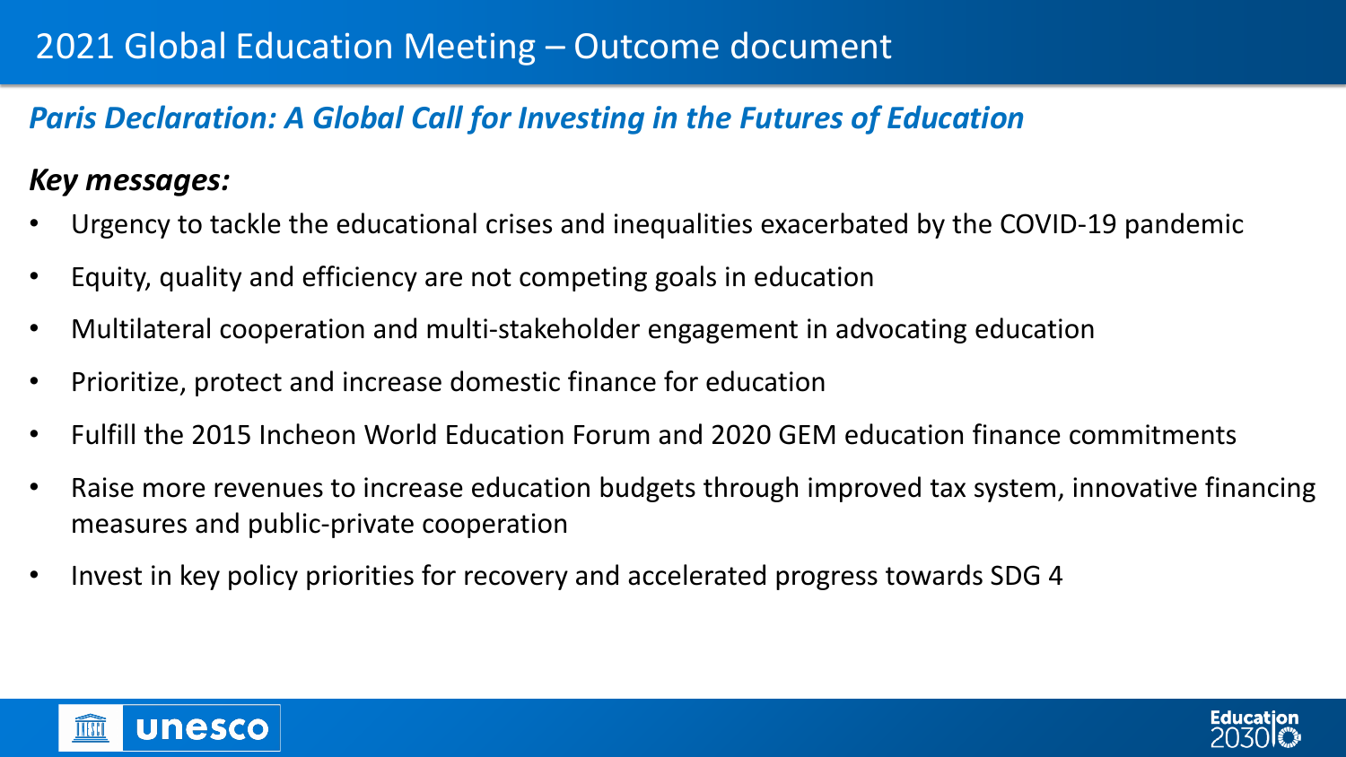# 2021 Global Education Meeting – Outcome document

## *Paris Declaration: A Global Call for Investing in the Futures of Education*

### *Key messages:*

- Urgency to tackle the educational crises and inequalities exacerbated by the COVID-19 pandemic
- Equity, quality and efficiency are not competing goals in education
- Multilateral cooperation and multi-stakeholder engagement in advocating education
- Prioritize, protect and increase domestic finance for education
- Fulfill the 2015 Incheon World Education Forum and 2020 GEM education finance commitments
- Raise more revenues to increase education budgets through improved tax system, innovative financing measures and public-private cooperation
- Invest in key policy priorities for recovery and accelerated progress towards SDG 4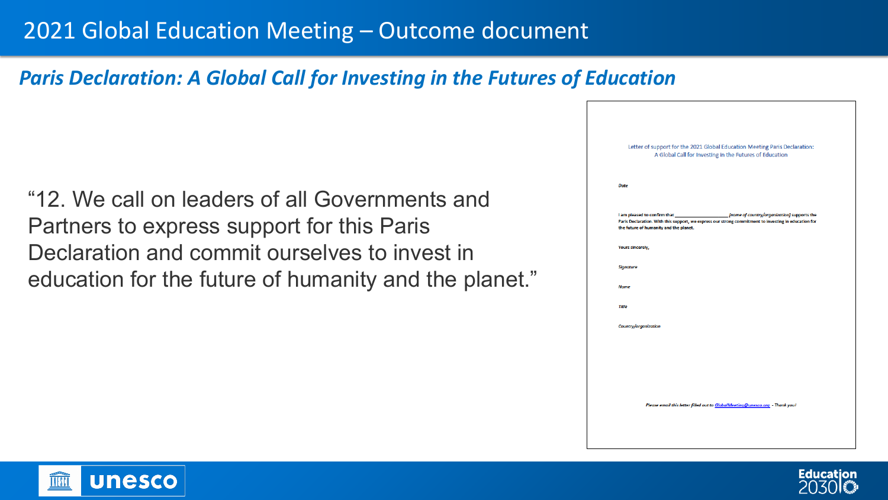# 2021 Global Education Meeting – Outcome document

## *Paris Declaration: A Global Call for Investing in the Futures of Education*

"12. We call on leaders of all Governments and Partners to express support for this Paris Declaration and commit ourselves to invest in education for the future of humanity and the planet."

Letter of support for the 2021 Global Education Meeting Paris Declaration: A Global Call for Investing in the Futures of Education

*Date*

I am pleased to confirm that ____________________ *[name of country/organization]* supports the Paris Declaration. With this support, we express our strong commitment to investing in education for the future of humanity and the planet.

Yours sincerely,

*Signature*

*Name*

*Title*

*Country/organization*

*Please email this letter filled out to GlobalMeeting@unesco.org - Thank you!*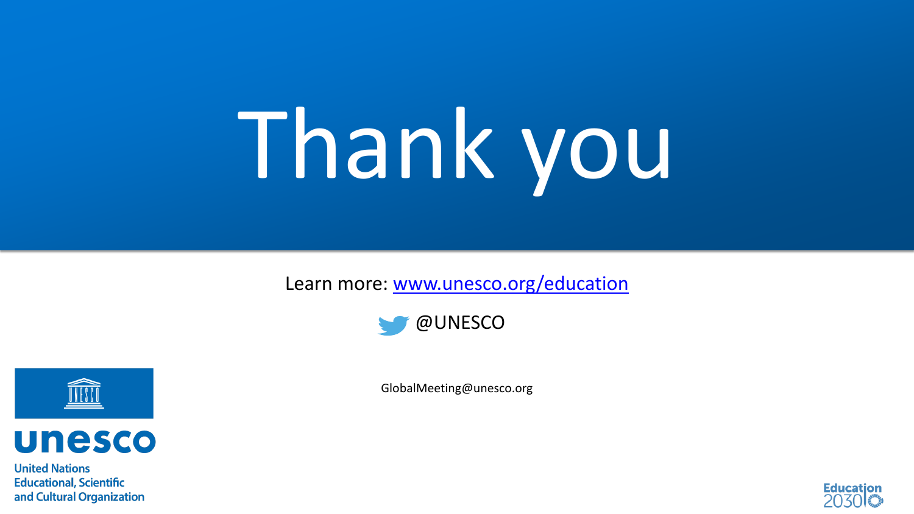# Thank you

Learn more: [www.unesco.org/education](http://www.unesco.org/education)

@UNESCO

GlobalMeeting@unesco.org

unesco

United Nations Educational, Scientific and Cultural Organization

Education 2030